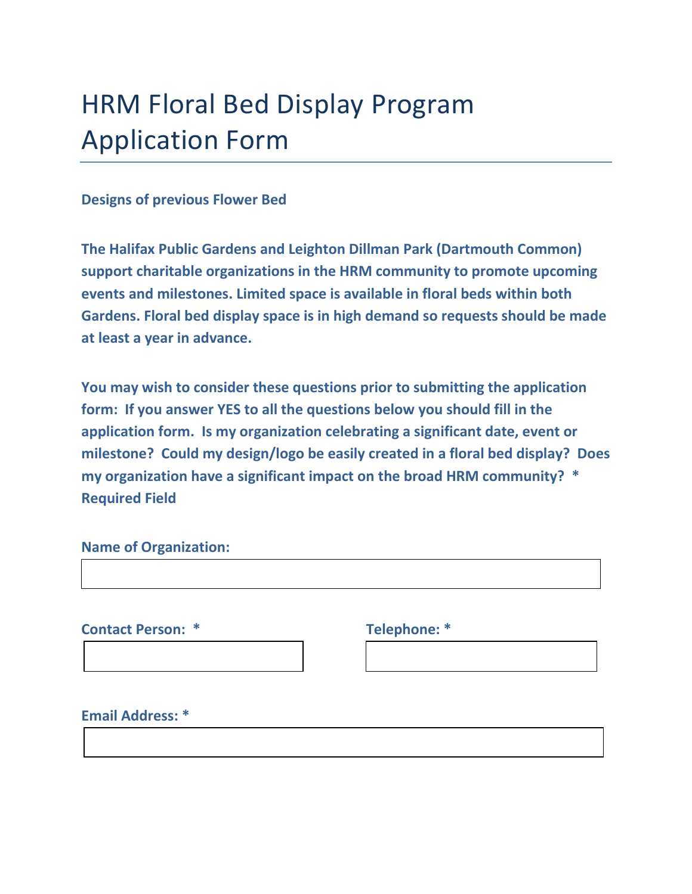# HRM Floral Bed Display Program Application Form

**Designs of previous Flower Bed**

**The Halifax Public Gardens and Leighton Dillman Park (Dartmouth Common) support charitable organizations in the HRM community to promote upcoming events and milestones. Limited space is available in floral beds within both Gardens. Floral bed display space is in high demand so requests should be made at least a year in advance.**

**You may wish to consider these questions prior to submitting the application form: If you answer YES to all the questions below you should fill in the application form. Is my organization celebrating a significant date, event or milestone? Could my design/logo be easily created in a floral bed display? Does my organization have a significant impact on the broad HRM community? * Required Field**

**Name of Organization:**

**Contact Person: ***

**Telephone: ***

**Email Address: ***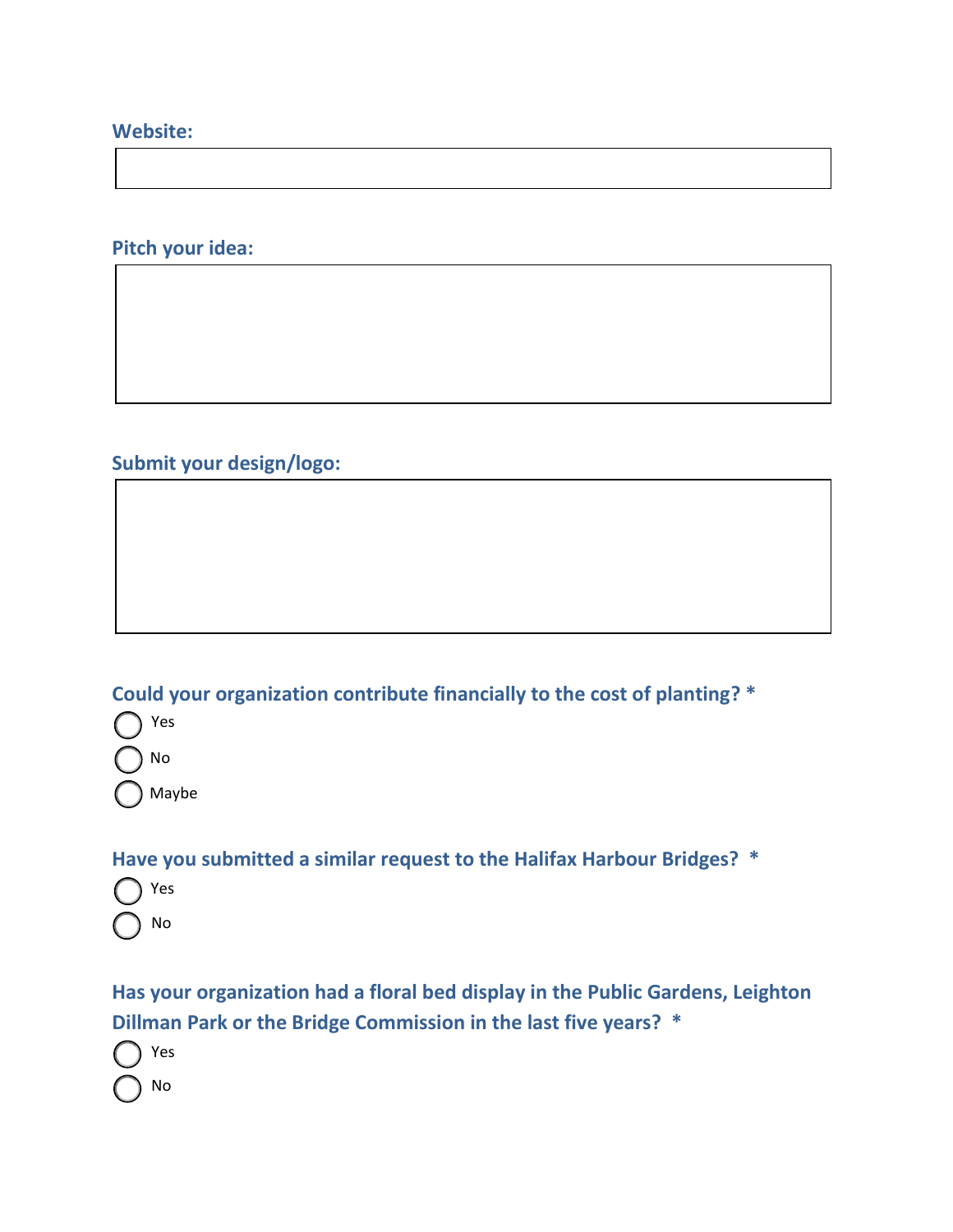**Website:**

**Pitch your idea:**

**Submit your design/logo:**

**Could your organization contribute financially to the cost of planting? ***

- ◯ Yes
- ◯ No
- ◯ Maybe

**Have you submitted a similar request to the Halifax Harbour Bridges? ***

- ◯ Yes
- ◯ No

**Has your organization had a floral bed display in the Public Gardens, Leighton Dillman Park or the Bridge Commission in the last five years? ***

- ◯ Yes
- ◯ No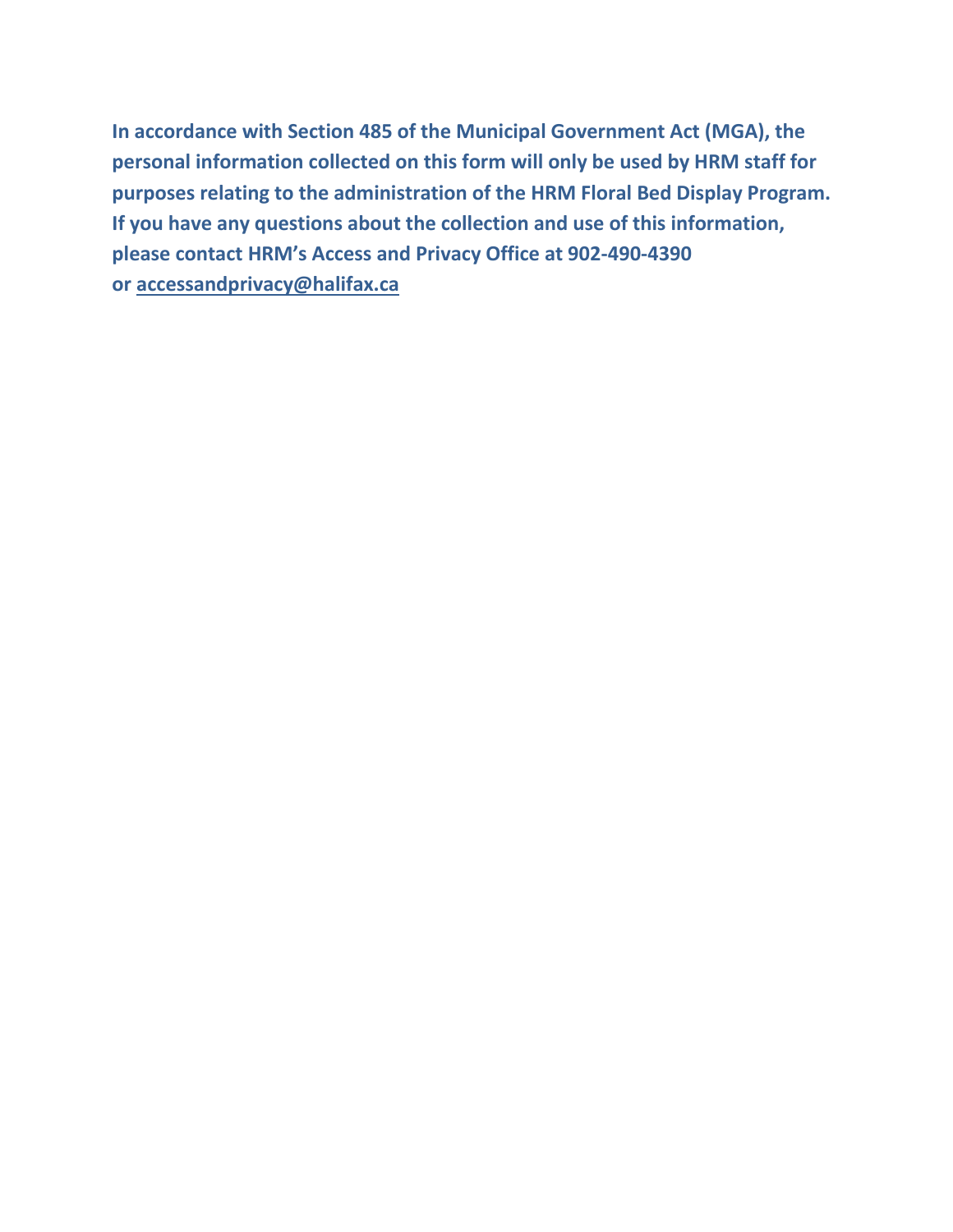**In accordance with Section 485 of the Municipal Government Act (MGA), the personal information collected on this form will only be used by HRM staff for purposes relating to the administration of the HRM Floral Bed Display Program. If you have any questions about the collection and use of this information, please contact HRM's Access and Privacy Office at 902-490-4390 or accessandprivacy@halifax.ca**